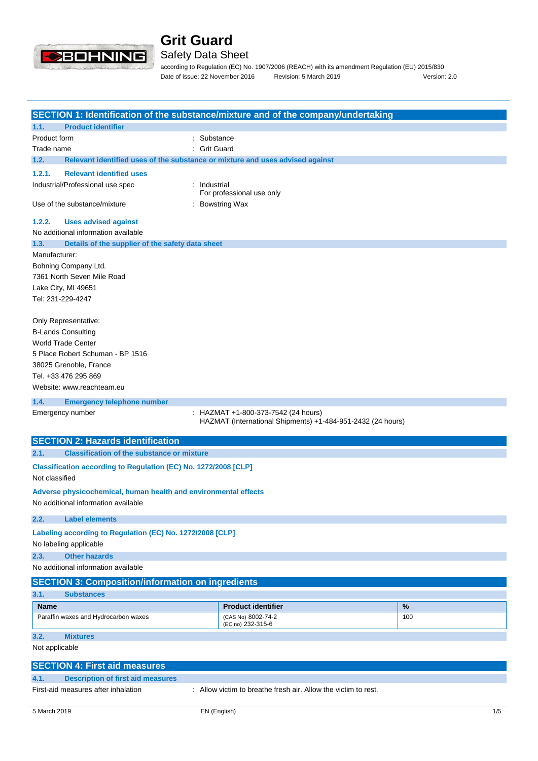# Grit Guard

## Safety Data Sheet

according to Regulation (EC) No. 1907/2006 (REACH) with its amendment Regulation (EU) 2015/830

Date of issue: 22 November 2016 Revision: 5 March 2019 Version: 2.0

## SECTION 1: Identification of the substance/mixture and of the company/undertaking

### 1.1. Product identifier

Product form : Substance

Trade name : Grit Guard

### 1.2. Relevant identified uses of the substance or mixture and uses advised against

#### 1.2.1. Relevant identified uses

Industrial/Professional use spec : Industrial
For professional use only

Use of the substance/mixture : Bowstring Wax

#### 1.2.2. Uses advised against

No additional information available

### 1.3. Details of the supplier of the safety data sheet

Manufacturer:
Bohning Company Ltd.
7361 North Seven Mile Road
Lake City, MI 49651
Tel: 231-229-4247

Only Representative:
B-Lands Consulting
World Trade Center
5 Place Robert Schuman - BP 1516
38025 Grenoble, France
Tel. +33 476 295 869
Website: www.reachteam.eu

### 1.4. Emergency telephone number

Emergency number : HAZMAT +1-800-373-7542 (24 hours)
HAZMAT (International Shipments) +1-484-951-2432 (24 hours)

## SECTION 2: Hazards identification

### 2.1. Classification of the substance or mixture

**Classification according to Regulation (EC) No. 1272/2008 [CLP]**

Not classified

**Adverse physicochemical, human health and environmental effects**

No additional information available

### 2.2. Label elements

**Labeling according to Regulation (EC) No. 1272/2008 [CLP]**

No labeling applicable

### 2.3. Other hazards

No additional information available

## SECTION 3: Composition/information on ingredients

### 3.1. Substances

| Name | Product identifier | % |
|---|---|---|
| Paraffin waxes and Hydrocarbon waxes | (CAS No) 8002-74-2<br>(EC no) 232-315-6 | 100 |

### 3.2. Mixtures

Not applicable

## SECTION 4: First aid measures

### 4.1. Description of first aid measures

First-aid measures after inhalation : Allow victim to breathe fresh air. Allow the victim to rest.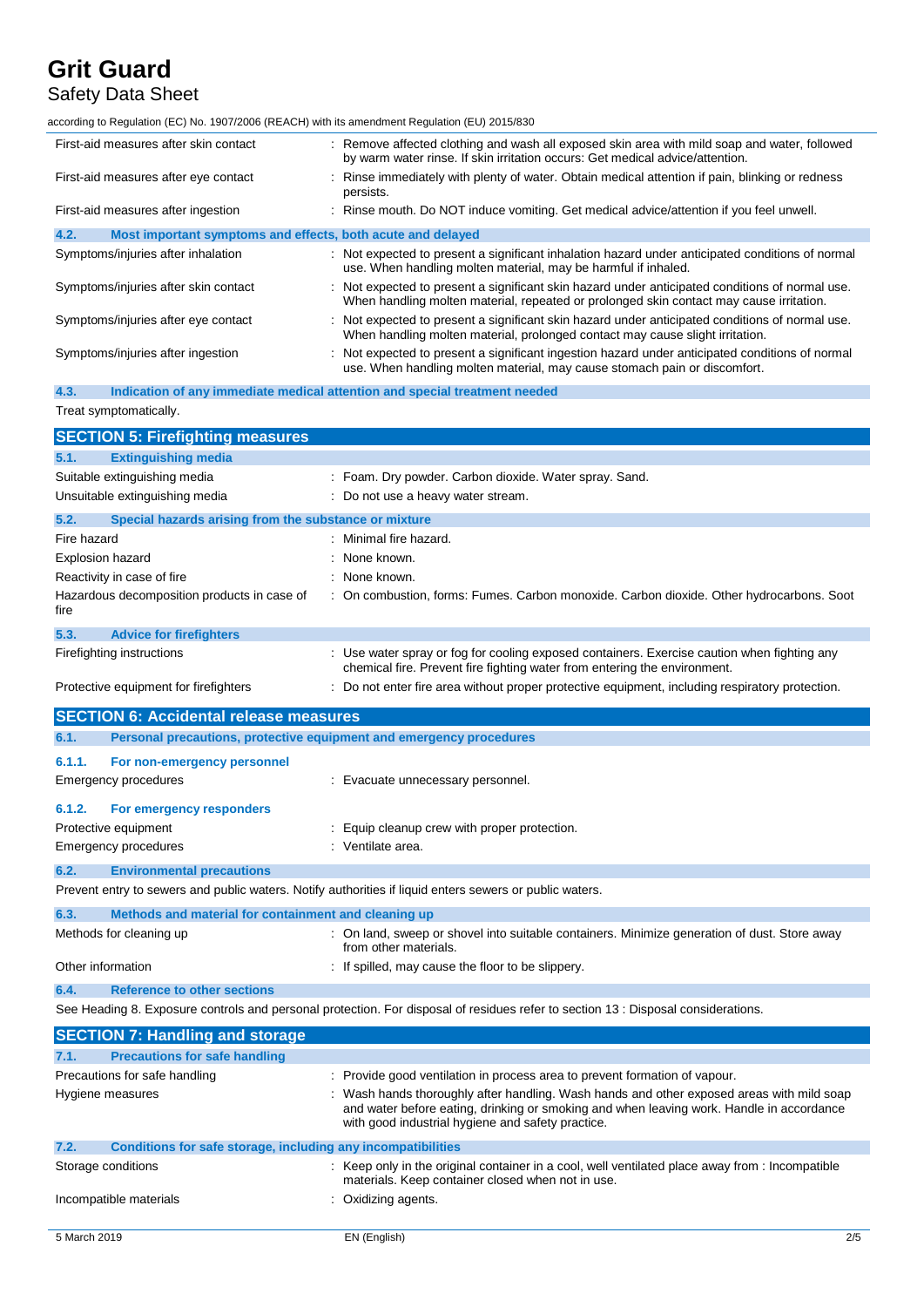| | |
|---|---|
| First-aid measures after skin contact | : Remove affected clothing and wash all exposed skin area with mild soap and water, followed by warm water rinse. If skin irritation occurs: Get medical advice/attention. |
| First-aid measures after eye contact | : Rinse immediately with plenty of water. Obtain medical attention if pain, blinking or redness persists. |
| First-aid measures after ingestion | : Rinse mouth. Do NOT induce vomiting. Get medical advice/attention if you feel unwell. |

### 4.2. Most important symptoms and effects, both acute and delayed

| | |
|---|---|
| Symptoms/injuries after inhalation | : Not expected to present a significant inhalation hazard under anticipated conditions of normal use. When handling molten material, may be harmful if inhaled. |
| Symptoms/injuries after skin contact | : Not expected to present a significant skin hazard under anticipated conditions of normal use. When handling molten material, repeated or prolonged skin contact may cause irritation. |
| Symptoms/injuries after eye contact | : Not expected to present a significant skin hazard under anticipated conditions of normal use. When handling molten material, prolonged contact may cause slight irritation. |
| Symptoms/injuries after ingestion | : Not expected to present a significant ingestion hazard under anticipated conditions of normal use. When handling molten material, may cause stomach pain or discomfort. |

### 4.3. Indication of any immediate medical attention and special treatment needed

Treat symptomatically.

## SECTION 5: Firefighting measures

### 5.1. Extinguishing media

| | |
|---|---|
| Suitable extinguishing media | : Foam. Dry powder. Carbon dioxide. Water spray. Sand. |
| Unsuitable extinguishing media | : Do not use a heavy water stream. |

### 5.2. Special hazards arising from the substance or mixture

| | |
|---|---|
| Fire hazard | : Minimal fire hazard. |
| Explosion hazard | : None known. |
| Reactivity in case of fire | : None known. |
| Hazardous decomposition products in case of fire | : On combustion, forms: Fumes. Carbon monoxide. Carbon dioxide. Other hydrocarbons. Soot |

### 5.3. Advice for firefighters

| | |
|---|---|
| Firefighting instructions | : Use water spray or fog for cooling exposed containers. Exercise caution when fighting any chemical fire. Prevent fire fighting water from entering the environment. |
| Protective equipment for firefighters | : Do not enter fire area without proper protective equipment, including respiratory protection. |

## SECTION 6: Accidental release measures

### 6.1. Personal precautions, protective equipment and emergency procedures

#### 6.1.1. For non-emergency personnel

| | |
|---|---|
| Emergency procedures | : Evacuate unnecessary personnel. |

#### 6.1.2. For emergency responders

| | |
|---|---|
| Protective equipment | : Equip cleanup crew with proper protection. |
| Emergency procedures | : Ventilate area. |

### 6.2. Environmental precautions

Prevent entry to sewers and public waters. Notify authorities if liquid enters sewers or public waters.

### 6.3. Methods and material for containment and cleaning up

| | |
|---|---|
| Methods for cleaning up | : On land, sweep or shovel into suitable containers. Minimize generation of dust. Store away from other materials. |
| Other information | : If spilled, may cause the floor to be slippery. |

### 6.4. Reference to other sections

See Heading 8. Exposure controls and personal protection. For disposal of residues refer to section 13 : Disposal considerations.

## SECTION 7: Handling and storage

### 7.1. Precautions for safe handling

| | |
|---|---|
| Precautions for safe handling | : Provide good ventilation in process area to prevent formation of vapour. |
| Hygiene measures | : Wash hands thoroughly after handling. Wash hands and other exposed areas with mild soap and water before eating, drinking or smoking and when leaving work. Handle in accordance with good industrial hygiene and safety practice. |

### 7.2. Conditions for safe storage, including any incompatibilities

| | |
|---|---|
| Storage conditions | : Keep only in the original container in a cool, well ventilated place away from : Incompatible materials. Keep container closed when not in use. |
| Incompatible materials | : Oxidizing agents. |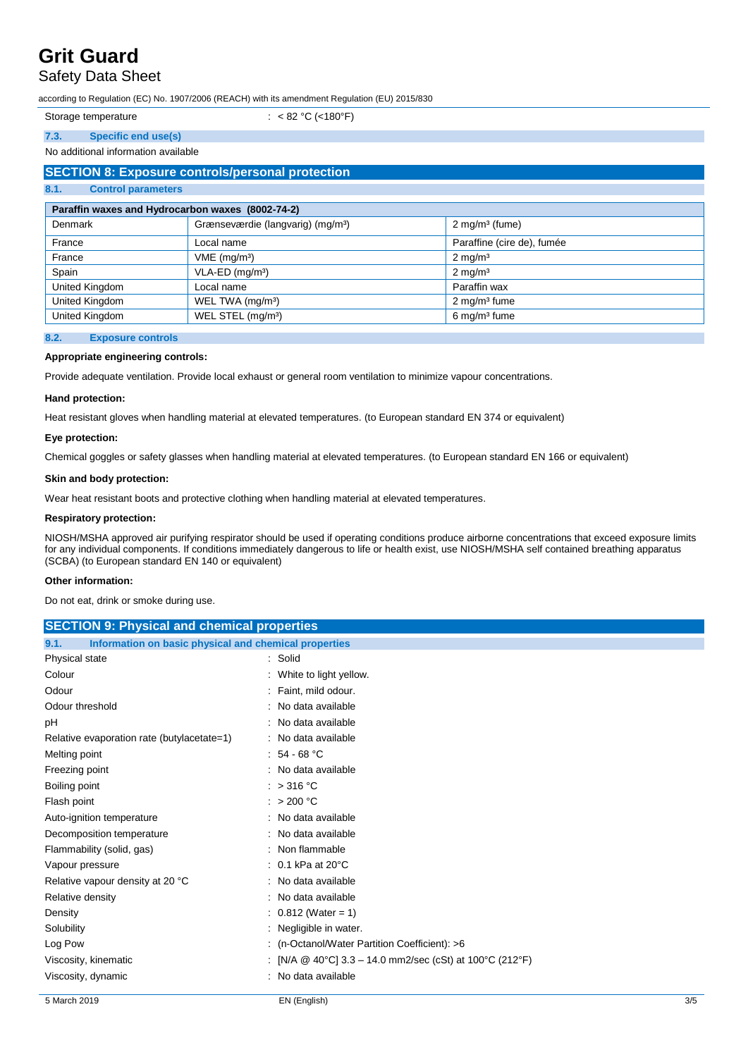Storage temperature : < 82 °C (<180°F)

### 7.3. Specific end use(s)

No additional information available

## SECTION 8: Exposure controls/personal protection

### 8.1. Control parameters

| Paraffin waxes and Hydrocarbon waxes (8002-74-2) | | |
|---|---|---|
| Denmark | Grænseværdie (langvarig) (mg/m³) | 2 mg/m³ (fume) |
| France | Local name | Paraffine (cire de), fumée |
| France | VME (mg/m³) | 2 mg/m³ |
| Spain | VLA-ED (mg/m³) | 2 mg/m³ |
| United Kingdom | Local name | Paraffin wax |
| United Kingdom | WEL TWA (mg/m³) | 2 mg/m³ fume |
| United Kingdom | WEL STEL (mg/m³) | 6 mg/m³ fume |

### 8.2. Exposure controls

**Appropriate engineering controls:**

Provide adequate ventilation. Provide local exhaust or general room ventilation to minimize vapour concentrations.

**Hand protection:**

Heat resistant gloves when handling material at elevated temperatures. (to European standard EN 374 or equivalent)

**Eye protection:**

Chemical goggles or safety glasses when handling material at elevated temperatures. (to European standard EN 166 or equivalent)

**Skin and body protection:**

Wear heat resistant boots and protective clothing when handling material at elevated temperatures.

**Respiratory protection:**

NIOSH/MSHA approved air purifying respirator should be used if operating conditions produce airborne concentrations that exceed exposure limits for any individual components. If conditions immediately dangerous to life or health exist, use NIOSH/MSHA self contained breathing apparatus (SCBA) (to European standard EN 140 or equivalent)

**Other information:**

Do not eat, drink or smoke during use.

## SECTION 9: Physical and chemical properties

### 9.1. Information on basic physical and chemical properties

| | |
|---|---|
| Physical state | : Solid |
| Colour | : White to light yellow. |
| Odour | : Faint, mild odour. |
| Odour threshold | : No data available |
| pH | : No data available |
| Relative evaporation rate (butylacetate=1) | : No data available |
| Melting point | : 54 - 68 °C |
| Freezing point | : No data available |
| Boiling point | : > 316 °C |
| Flash point | : > 200 °C |
| Auto-ignition temperature | : No data available |
| Decomposition temperature | : No data available |
| Flammability (solid, gas) | : Non flammable |
| Vapour pressure | : 0.1 kPa at 20°C |
| Relative vapour density at 20 °C | : No data available |
| Relative density | : No data available |
| Density | : 0.812 (Water = 1) |
| Solubility | : Negligible in water. |
| Log Pow | : (n-Octanol/Water Partition Coefficient): >6 |
| Viscosity, kinematic | : [N/A @ 40°C] 3.3 – 14.0 mm2/sec (cSt) at 100°C (212°F) |
| Viscosity, dynamic | : No data available |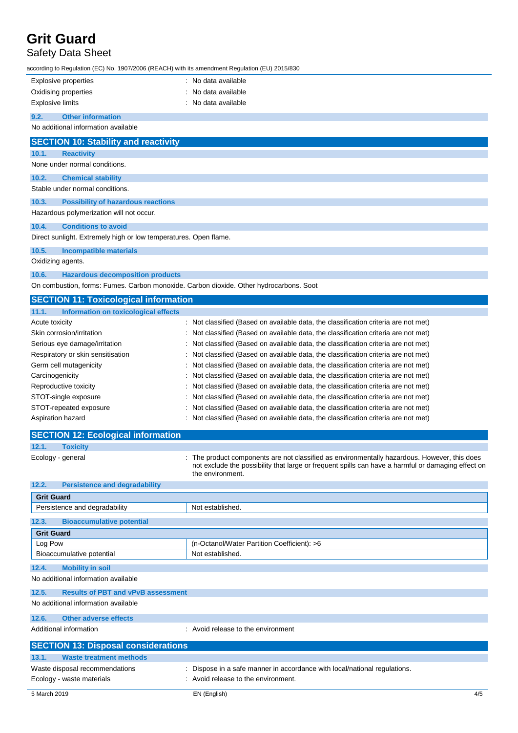| | |
|---|---|
| Explosive properties | : No data available |
| Oxidising properties | : No data available |
| Explosive limits | : No data available |

### 9.2. Other information

No additional information available

## SECTION 10: Stability and reactivity

### 10.1. Reactivity

None under normal conditions.

### 10.2. Chemical stability

Stable under normal conditions.

### 10.3. Possibility of hazardous reactions

Hazardous polymerization will not occur.

### 10.4. Conditions to avoid

Direct sunlight. Extremely high or low temperatures. Open flame.

### 10.5. Incompatible materials

Oxidizing agents.

### 10.6. Hazardous decomposition products

On combustion, forms: Fumes. Carbon monoxide. Carbon dioxide. Other hydrocarbons. Soot

## SECTION 11: Toxicological information

### 11.1. Information on toxicological effects

| | |
|---|---|
| Acute toxicity | : Not classified (Based on available data, the classification criteria are not met) |
| Skin corrosion/irritation | : Not classified (Based on available data, the classification criteria are not met) |
| Serious eye damage/irritation | : Not classified (Based on available data, the classification criteria are not met) |
| Respiratory or skin sensitisation | : Not classified (Based on available data, the classification criteria are not met) |
| Germ cell mutagenicity | : Not classified (Based on available data, the classification criteria are not met) |
| Carcinogenicity | : Not classified (Based on available data, the classification criteria are not met) |
| Reproductive toxicity | : Not classified (Based on available data, the classification criteria are not met) |
| STOT-single exposure | : Not classified (Based on available data, the classification criteria are not met) |
| STOT-repeated exposure | : Not classified (Based on available data, the classification criteria are not met) |
| Aspiration hazard | : Not classified (Based on available data, the classification criteria are not met) |

## SECTION 12: Ecological information

### 12.1. Toxicity

| | |
|---|---|
| Ecology - general | : The product components are not classified as environmentally hazardous. However, this does not exclude the possibility that large or frequent spills can have a harmful or damaging effect on the environment. |

### 12.2. Persistence and degradability

| Grit Guard | |
|---|---|
| Persistence and degradability | Not established. |

### 12.3. Bioaccumulative potential

| Grit Guard | |
|---|---|
| Log Pow | (n-Octanol/Water Partition Coefficient): >6 |
| Bioaccumulative potential | Not established. |

### 12.4. Mobility in soil

No additional information available

### 12.5. Results of PBT and vPvB assessment

No additional information available

### 12.6. Other adverse effects

| | |
|---|---|
| Additional information | : Avoid release to the environment |

## SECTION 13: Disposal considerations

### 13.1. Waste treatment methods

| | |
|---|---|
| Waste disposal recommendations | : Dispose in a safe manner in accordance with local/national regulations. |
| Ecology - waste materials | : Avoid release to the environment. |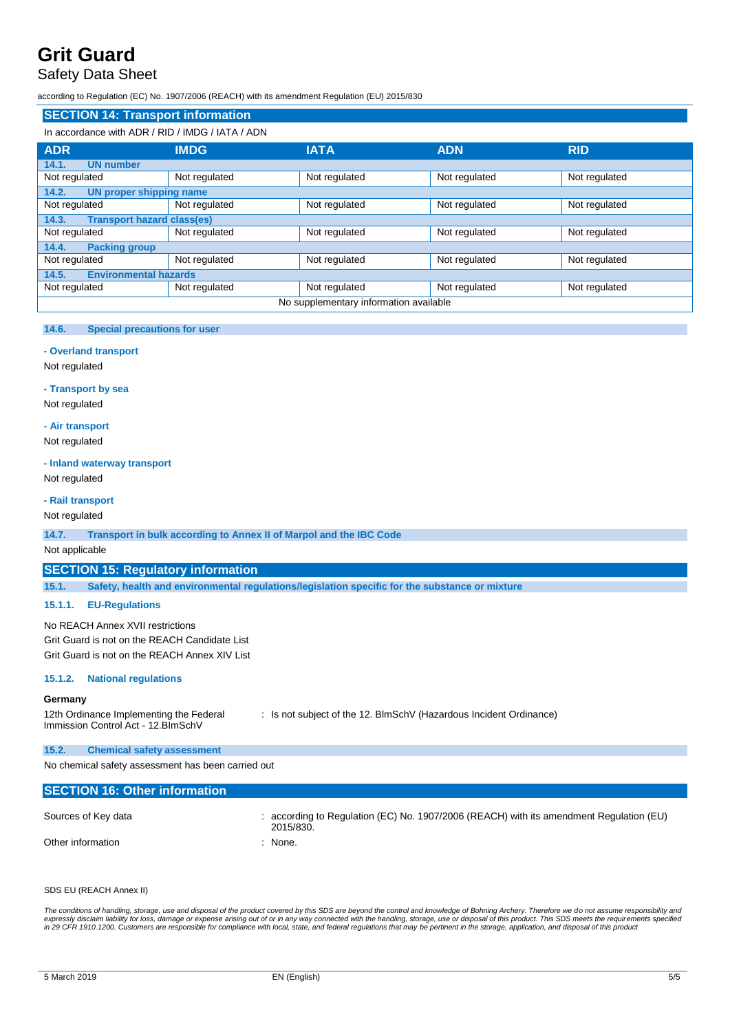## SECTION 14: Transport information

In accordance with ADR / RID / IMDG / IATA / ADN

| ADR | IMDG | IATA | ADN | RID |
|---|---|---|---|---|
| **14.1. UN number** | | | | |
| Not regulated | Not regulated | Not regulated | Not regulated | Not regulated |
| **14.2. UN proper shipping name** | | | | |
| Not regulated | Not regulated | Not regulated | Not regulated | Not regulated |
| **14.3. Transport hazard class(es)** | | | | |
| Not regulated | Not regulated | Not regulated | Not regulated | Not regulated |
| **14.4. Packing group** | | | | |
| Not regulated | Not regulated | Not regulated | Not regulated | Not regulated |
| **14.5. Environmental hazards** | | | | |
| Not regulated | Not regulated | Not regulated | Not regulated | Not regulated |
| No supplementary information available | | | | |

### 14.6. Special precautions for user

**- Overland transport**

Not regulated

**- Transport by sea**

Not regulated

**- Air transport**

Not regulated

**- Inland waterway transport**

Not regulated

**- Rail transport**

Not regulated

### 14.7. Transport in bulk according to Annex II of Marpol and the IBC Code

Not applicable

## SECTION 15: Regulatory information

### 15.1. Safety, health and environmental regulations/legislation specific for the substance or mixture

#### 15.1.1. EU-Regulations

No REACH Annex XVII restrictions
Grit Guard is not on the REACH Candidate List
Grit Guard is not on the REACH Annex XIV List

#### 15.1.2. National regulations

**Germany**

12th Ordinance Implementing the Federal Immission Control Act - 12.BImSchV : Is not subject of the 12. BlmSchV (Hazardous Incident Ordinance)

### 15.2. Chemical safety assessment

No chemical safety assessment has been carried out

## SECTION 16: Other information

Sources of Key data : according to Regulation (EC) No. 1907/2006 (REACH) with its amendment Regulation (EU) 2015/830.

Other information : None.

SDS EU (REACH Annex II)

*The conditions of handling, storage, use and disposal of the product covered by this SDS are beyond the control and knowledge of Bohning Archery. Therefore we do not assume responsibility and expressly disclaim liability for loss, damage or expense arising out of or in any way connected with the handling, storage, use or disposal of this product. This SDS meets the requirements specified in 29 CFR 1910.1200. Customers are responsible for compliance with local, state, and federal regulations that may be pertinent in the storage, application, and disposal of this product*